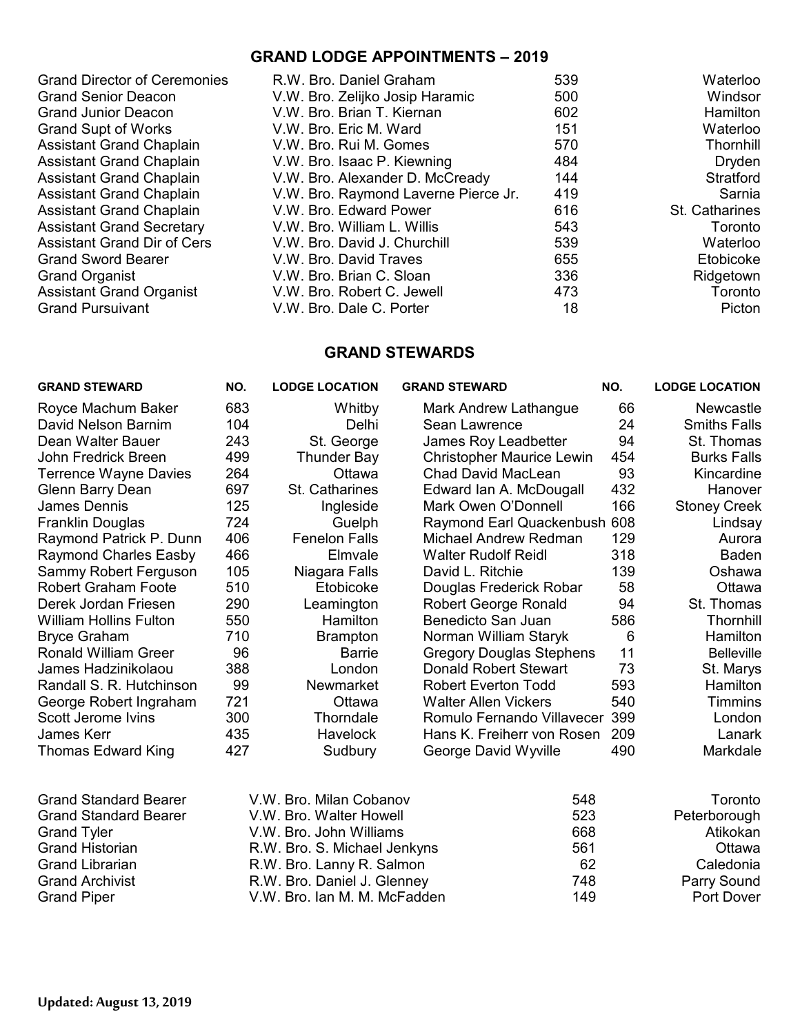## GRAND LODGE APPOINTMENTS – 2019

| | | | |
|---|---|---|---|
| Grand Director of Ceremonies | R.W. Bro. Daniel Graham | 539 | Waterloo |
| Grand Senior Deacon | V.W. Bro. Zelijko Josip Haramic | 500 | Windsor |
| Grand Junior Deacon | V.W. Bro. Brian T. Kiernan | 602 | Hamilton |
| Grand Supt of Works | V.W. Bro. Eric M. Ward | 151 | Waterloo |
| Assistant Grand Chaplain | V.W. Bro. Rui M. Gomes | 570 | Thornhill |
| Assistant Grand Chaplain | V.W. Bro. Isaac P. Kiewning | 484 | Dryden |
| Assistant Grand Chaplain | V.W. Bro. Alexander D. McCready | 144 | Stratford |
| Assistant Grand Chaplain | V.W. Bro. Raymond Laverne Pierce Jr. | 419 | Sarnia |
| Assistant Grand Chaplain | V.W. Bro. Edward Power | 616 | St. Catharines |
| Assistant Grand Secretary | V.W. Bro. William L. Willis | 543 | Toronto |
| Assistant Grand Dir of Cers | V.W. Bro. David J. Churchill | 539 | Waterloo |
| Grand Sword Bearer | V.W. Bro. David Traves | 655 | Etobicoke |
| Grand Organist | V.W. Bro. Brian C. Sloan | 336 | Ridgetown |
| Assistant Grand Organist | V.W. Bro. Robert C. Jewell | 473 | Toronto |
| Grand Pursuivant | V.W. Bro. Dale C. Porter | 18 | Picton |

## GRAND STEWARDS

| GRAND STEWARD | NO. | LODGE LOCATION | GRAND STEWARD | NO. | LODGE LOCATION |
|---|---|---|---|---|---|
| Royce Machum Baker | 683 | Whitby | Mark Andrew Lathangue | 66 | Newcastle |
| David Nelson Barnim | 104 | Delhi | Sean Lawrence | 24 | Smiths Falls |
| Dean Walter Bauer | 243 | St. George | James Roy Leadbetter | 94 | St. Thomas |
| John Fredrick Breen | 499 | Thunder Bay | Christopher Maurice Lewin | 454 | Burks Falls |
| Terrence Wayne Davies | 264 | Ottawa | Chad David MacLean | 93 | Kincardine |
| Glenn Barry Dean | 697 | St. Catharines | Edward Ian A. McDougall | 432 | Hanover |
| James Dennis | 125 | Ingleside | Mark Owen O'Donnell | 166 | Stoney Creek |
| Franklin Douglas | 724 | Guelph | Raymond Earl Quackenbush | 608 | Lindsay |
| Raymond Patrick P. Dunn | 406 | Fenelon Falls | Michael Andrew Redman | 129 | Aurora |
| Raymond Charles Easby | 466 | Elmvale | Walter Rudolf Reidl | 318 | Baden |
| Sammy Robert Ferguson | 105 | Niagara Falls | David L. Ritchie | 139 | Oshawa |
| Robert Graham Foote | 510 | Etobicoke | Douglas Frederick Robar | 58 | Ottawa |
| Derek Jordan Friesen | 290 | Leamington | Robert George Ronald | 94 | St. Thomas |
| William Hollins Fulton | 550 | Hamilton | Benedicto San Juan | 586 | Thornhill |
| Bryce Graham | 710 | Brampton | Norman William Staryk | 6 | Hamilton |
| Ronald William Greer | 96 | Barrie | Gregory Douglas Stephens | 11 | Belleville |
| James Hadzinikolaou | 388 | London | Donald Robert Stewart | 73 | St. Marys |
| Randall S. R. Hutchinson | 99 | Newmarket | Robert Everton Todd | 593 | Hamilton |
| George Robert Ingraham | 721 | Ottawa | Walter Allen Vickers | 540 | Timmins |
| Scott Jerome Ivins | 300 | Thorndale | Romulo Fernando Villavecer | 399 | London |
| James Kerr | 435 | Havelock | Hans K. Freiherr von Rosen | 209 | Lanark |
| Thomas Edward King | 427 | Sudbury | George David Wyville | 490 | Markdale |

| | | | |
|---|---|---|---|
| Grand Standard Bearer | V.W. Bro. Milan Cobanov | 548 | Toronto |
| Grand Standard Bearer | V.W. Bro. Walter Howell | 523 | Peterborough |
| Grand Tyler | V.W. Bro. John Williams | 668 | Atikokan |
| Grand Historian | R.W. Bro. S. Michael Jenkyns | 561 | Ottawa |
| Grand Librarian | R.W. Bro. Lanny R. Salmon | 62 | Caledonia |
| Grand Archivist | R.W. Bro. Daniel J. Glenney | 748 | Parry Sound |
| Grand Piper | V.W. Bro. Ian M. M. McFadden | 149 | Port Dover |

**Updated: August 13, 2019**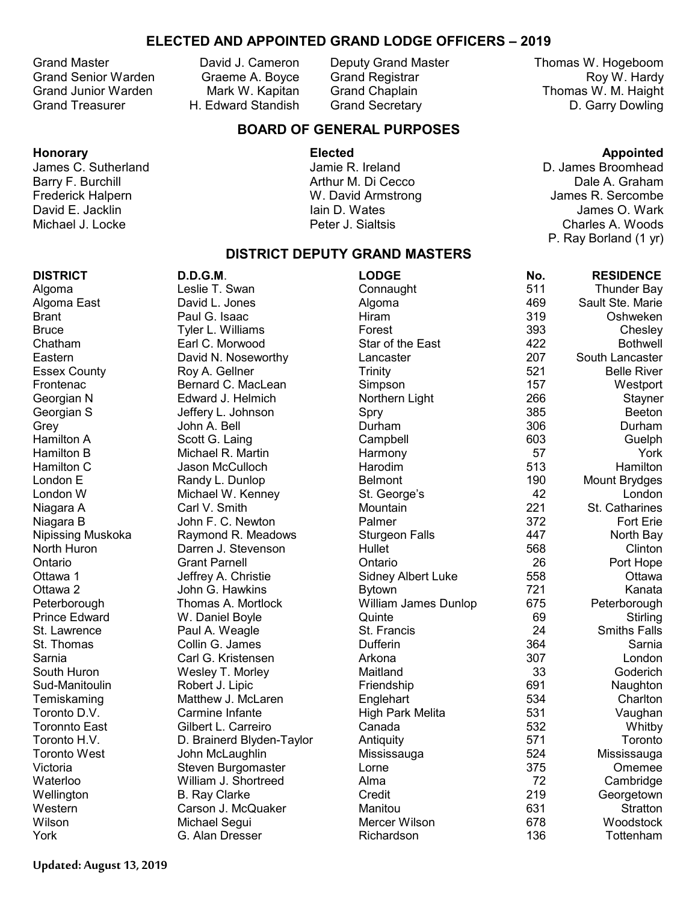# ELECTED AND APPOINTED GRAND LODGE OFFICERS – 2019

| | | | |
|---|---|---|---|
| Grand Master | David J. Cameron | Deputy Grand Master | Thomas W. Hogeboom |
| Grand Senior Warden | Graeme A. Boyce | Grand Registrar | Roy W. Hardy |
| Grand Junior Warden | Mark W. Kapitan | Grand Chaplain | Thomas W. M. Haight |
| Grand Treasurer | H. Edward Standish | Grand Secretary | D. Garry Dowling |

## BOARD OF GENERAL PURPOSES

| Honorary | Elected | Appointed |
|---|---|---|
| James C. Sutherland | Jamie R. Ireland | D. James Broomhead |
| Barry F. Burchill | Arthur M. Di Cecco | Dale A. Graham |
| Frederick Halpern | W. David Armstrong | James R. Sercombe |
| David E. Jacklin | Iain D. Wates | James O. Wark |
| Michael J. Locke | Peter J. Sialtsis | Charles A. Woods |
| | | P. Ray Borland (1 yr) |

## DISTRICT DEPUTY GRAND MASTERS

| DISTRICT | D.D.G.M. | LODGE | No. | RESIDENCE |
|---|---|---|---|---|
| Algoma | Leslie T. Swan | Connaught | 511 | Thunder Bay |
| Algoma East | David L. Jones | Algoma | 469 | Sault Ste. Marie |
| Brant | Paul G. Isaac | Hiram | 319 | Oshweken |
| Bruce | Tyler L. Williams | Forest | 393 | Chesley |
| Chatham | Earl C. Morwood | Star of the East | 422 | Bothwell |
| Eastern | David N. Noseworthy | Lancaster | 207 | South Lancaster |
| Essex County | Roy A. Gellner | Trinity | 521 | Belle River |
| Frontenac | Bernard C. MacLean | Simpson | 157 | Westport |
| Georgian N | Edward J. Helmich | Northern Light | 266 | Stayner |
| Georgian S | Jeffery L. Johnson | Spry | 385 | Beeton |
| Grey | John A. Bell | Durham | 306 | Durham |
| Hamilton A | Scott G. Laing | Campbell | 603 | Guelph |
| Hamilton B | Michael R. Martin | Harmony | 57 | York |
| Hamilton C | Jason McCulloch | Harodim | 513 | Hamilton |
| London E | Randy L. Dunlop | Belmont | 190 | Mount Brydges |
| London W | Michael W. Kenney | St. George's | 42 | London |
| Niagara A | Carl V. Smith | Mountain | 221 | St. Catharines |
| Niagara B | John F. C. Newton | Palmer | 372 | Fort Erie |
| Nipissing Muskoka | Raymond R. Meadows | Sturgeon Falls | 447 | North Bay |
| North Huron | Darren J. Stevenson | Hullet | 568 | Clinton |
| Ontario | Grant Parnell | Ontario | 26 | Port Hope |
| Ottawa 1 | Jeffrey A. Christie | Sidney Albert Luke | 558 | Ottawa |
| Ottawa 2 | John G. Hawkins | Bytown | 721 | Kanata |
| Peterborough | Thomas A. Mortlock | William James Dunlop | 675 | Peterborough |
| Prince Edward | W. Daniel Boyle | Quinte | 69 | Stirling |
| St. Lawrence | Paul A. Weagle | St. Francis | 24 | Smiths Falls |
| St. Thomas | Collin G. James | Dufferin | 364 | Sarnia |
| Sarnia | Carl G. Kristensen | Arkona | 307 | London |
| South Huron | Wesley T. Morley | Maitland | 33 | Goderich |
| Sud-Manitoulin | Robert J. Lipic | Friendship | 691 | Naughton |
| Temiskaming | Matthew J. McLaren | Englehart | 534 | Charlton |
| Toronto D.V. | Carmine Infante | High Park Melita | 531 | Vaughan |
| Toronnto East | Gilbert L. Carreiro | Canada | 532 | Whitby |
| Toronto H.V. | D. Brainerd Blyden-Taylor | Antiquity | 571 | Toronto |
| Toronto West | John McLaughlin | Mississauga | 524 | Mississauga |
| Victoria | Steven Burgomaster | Lorne | 375 | Omemee |
| Waterloo | William J. Shortreed | Alma | 72 | Cambridge |
| Wellington | B. Ray Clarke | Credit | 219 | Georgetown |
| Western | Carson J. McQuaker | Manitou | 631 | Stratton |
| Wilson | Michael Segui | Mercer Wilson | 678 | Woodstock |
| York | G. Alan Dresser | Richardson | 136 | Tottenham |

**Updated: August 13, 2019**